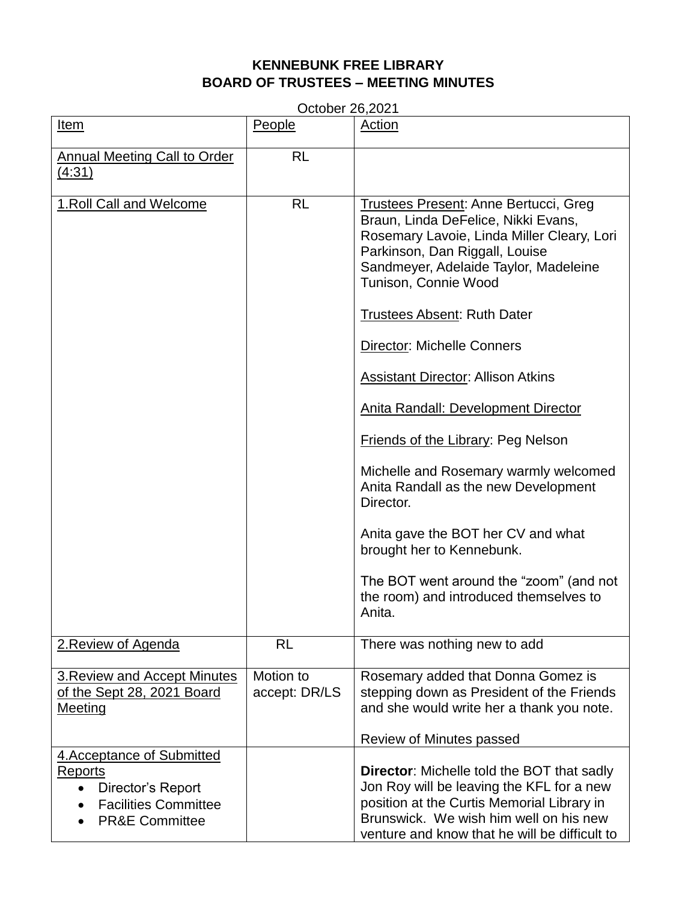# KENNEBUNK FREE LIBRARY
## BOARD OF TRUSTEES – MEETING MINUTES

October 26,2021

| Item | People | Action |
|---|---|---|
| Annual Meeting Call to Order (4:31) | RL | |
| 1.Roll Call and Welcome | RL | Trustees Present: Anne Bertucci, Greg Braun, Linda DeFelice, Nikki Evans, Rosemary Lavoie, Linda Miller Cleary, Lori Parkinson, Dan Riggall, Louise Sandmeyer, Adelaide Taylor, Madeleine Tunison, Connie Wood<br><br>Trustees Absent: Ruth Dater<br><br>Director: Michelle Conners<br><br>Assistant Director: Allison Atkins<br><br>Anita Randall: Development Director<br><br>Friends of the Library: Peg Nelson<br><br>Michelle and Rosemary warmly welcomed Anita Randall as the new Development Director.<br><br>Anita gave the BOT her CV and what brought her to Kennebunk.<br><br>The BOT went around the "zoom" (and not the room) and introduced themselves to Anita. |
| 2.Review of Agenda | RL | There was nothing new to add |
| 3.Review and Accept Minutes of the Sept 28, 2021 Board Meeting | Motion to accept: DR/LS | Rosemary added that Donna Gomez is stepping down as President of the Friends and she would write her a thank you note.<br><br>Review of Minutes passed |
| 4.Acceptance of Submitted Reports<br>• Director's Report<br>• Facilities Committee<br>• PR&E Committee | | **Director**: Michelle told the BOT that sadly Jon Roy will be leaving the KFL for a new position at the Curtis Memorial Library in Brunswick. We wish him well on his new venture and know that he will be difficult to |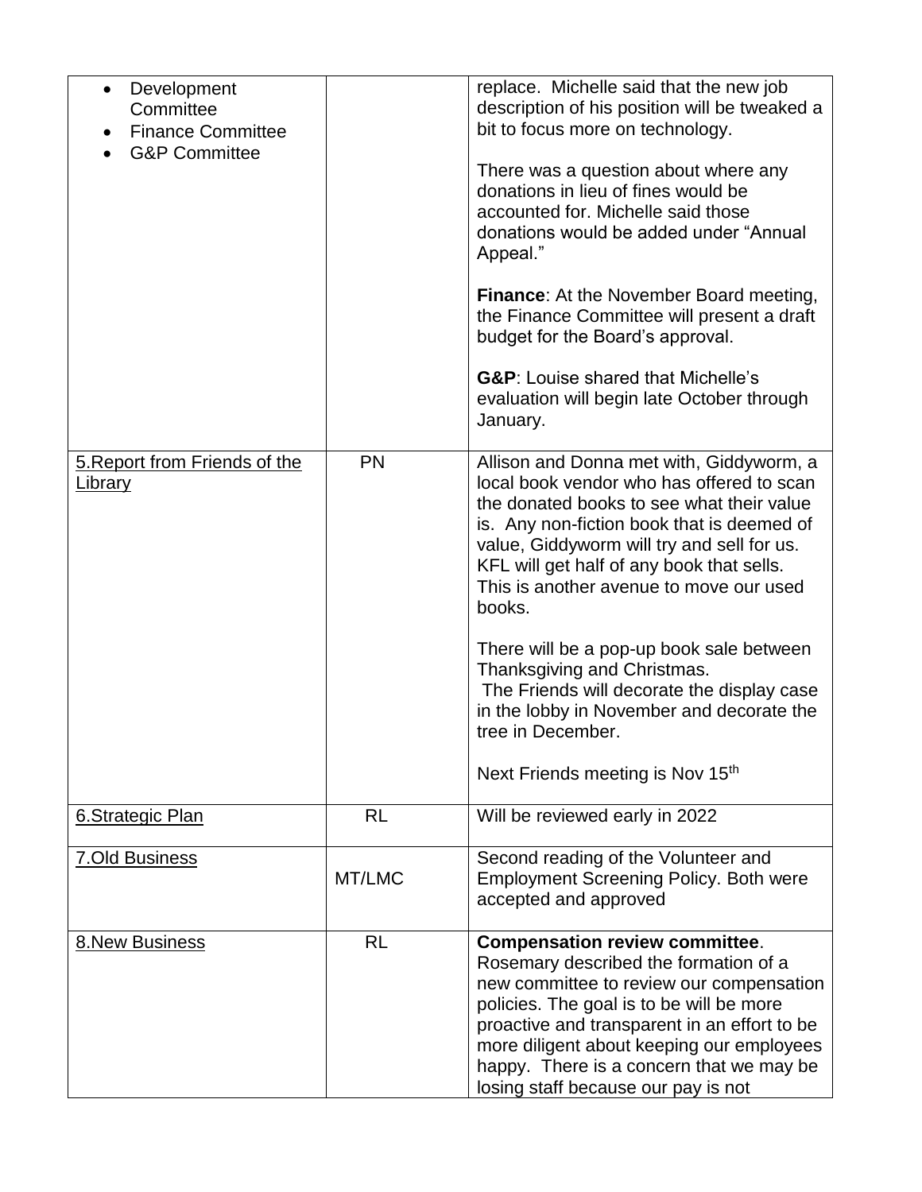| | | |
|---|---|---|
| • Development Committee<br>• Finance Committee<br>• G&P Committee | | replace. Michelle said that the new job description of his position will be tweaked a bit to focus more on technology.<br><br>There was a question about where any donations in lieu of fines would be accounted for. Michelle said those donations would be added under "Annual Appeal."<br><br>**Finance**: At the November Board meeting, the Finance Committee will present a draft budget for the Board's approval.<br><br>**G&P**: Louise shared that Michelle's evaluation will begin late October through January. |
| 5.Report from Friends of the Library | PN | Allison and Donna met with, Giddyworm, a local book vendor who has offered to scan the donated books to see what their value is. Any non-fiction book that is deemed of value, Giddyworm will try and sell for us. KFL will get half of any book that sells. This is another avenue to move our used books.<br><br>There will be a pop-up book sale between Thanksgiving and Christmas.<br>The Friends will decorate the display case in the lobby in November and decorate the tree in December.<br><br>Next Friends meeting is Nov 15th |
| 6.Strategic Plan | RL | Will be reviewed early in 2022 |
| 7.Old Business | MT/LMC | Second reading of the Volunteer and Employment Screening Policy. Both were accepted and approved |
| 8.New Business | RL | **Compensation review committee**. Rosemary described the formation of a new committee to review our compensation policies. The goal is to be will be more proactive and transparent in an effort to be more diligent about keeping our employees happy. There is a concern that we may be losing staff because our pay is not |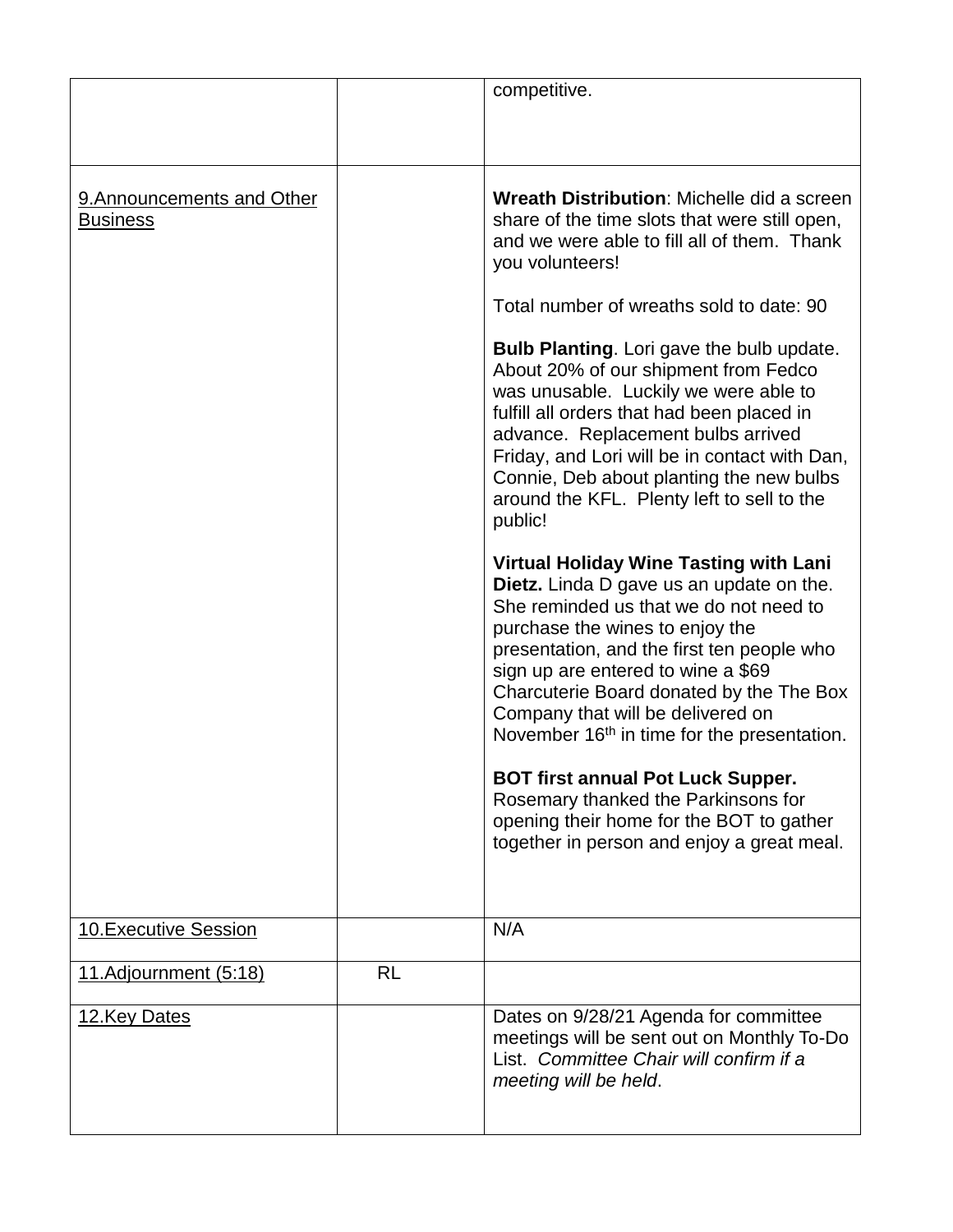| | | |
|---|---|---|
| | | competitive. |
| 9.Announcements and Other Business | | **Wreath Distribution**: Michelle did a screen share of the time slots that were still open, and we were able to fill all of them. Thank you volunteers!<br><br>Total number of wreaths sold to date: 90<br><br>**Bulb Planting**. Lori gave the bulb update. About 20% of our shipment from Fedco was unusable. Luckily we were able to fulfill all orders that had been placed in advance. Replacement bulbs arrived Friday, and Lori will be in contact with Dan, Connie, Deb about planting the new bulbs around the KFL. Plenty left to sell to the public!<br><br>**Virtual Holiday Wine Tasting with Lani Dietz.** Linda D gave us an update on the. She reminded us that we do not need to purchase the wines to enjoy the presentation, and the first ten people who sign up are entered to wine a $69 Charcuterie Board donated by the The Box Company that will be delivered on November 16th in time for the presentation.<br><br>**BOT first annual Pot Luck Supper.** Rosemary thanked the Parkinsons for opening their home for the BOT to gather together in person and enjoy a great meal. |
| 10.Executive Session | | N/A |
| 11.Adjournment (5:18) | RL | |
| 12.Key Dates | | Dates on 9/28/21 Agenda for committee meetings will be sent out on Monthly To-Do List. *Committee Chair will confirm if a meeting will be held*. |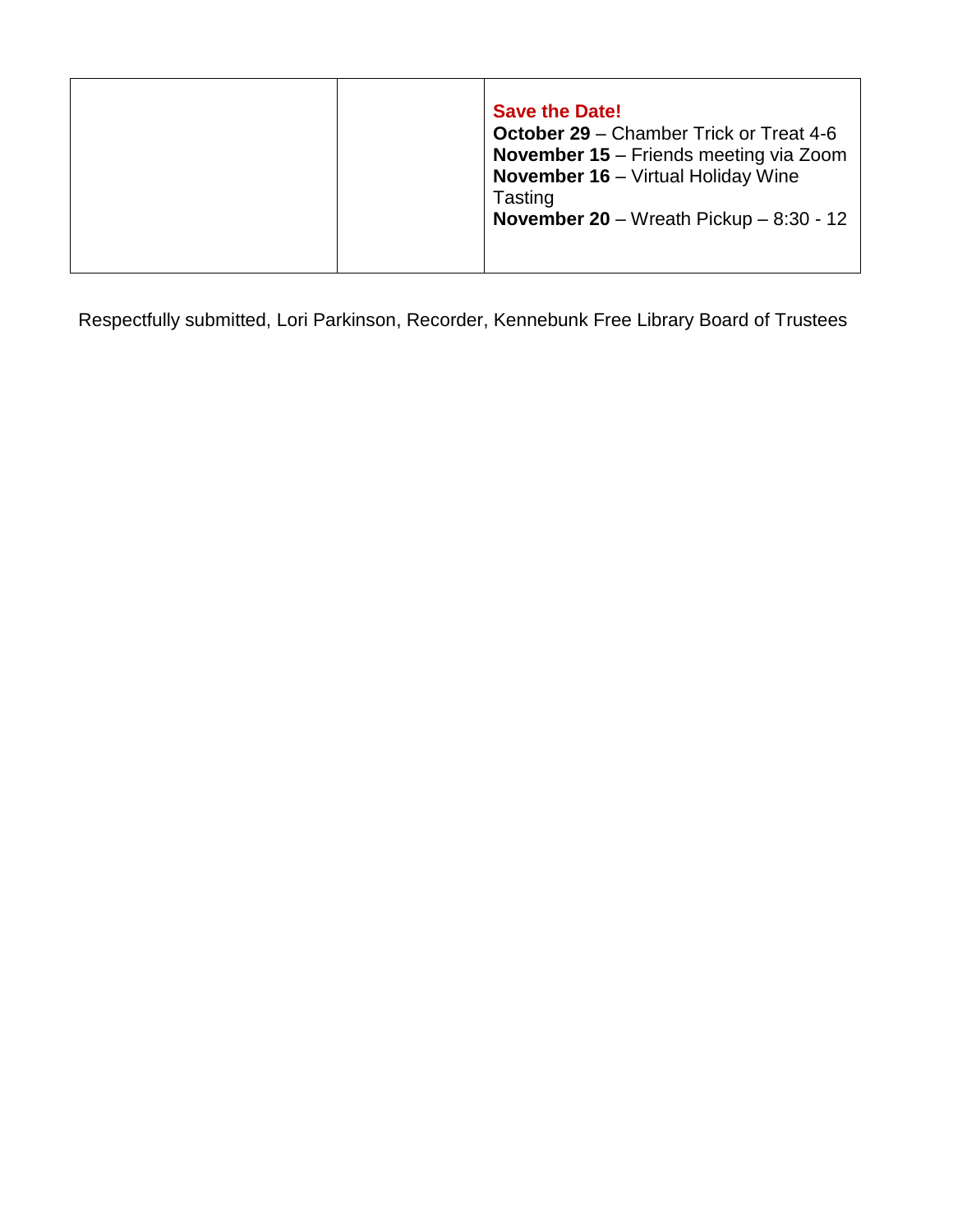| | | |
|---|---|---|
| | | **Save the Date!**<br>**October 29** – Chamber Trick or Treat 4-6<br>**November 15** – Friends meeting via Zoom<br>**November 16** – Virtual Holiday Wine Tasting<br>**November 20** – Wreath Pickup – 8:30 - 12 |

Respectfully submitted, Lori Parkinson, Recorder, Kennebunk Free Library Board of Trustees